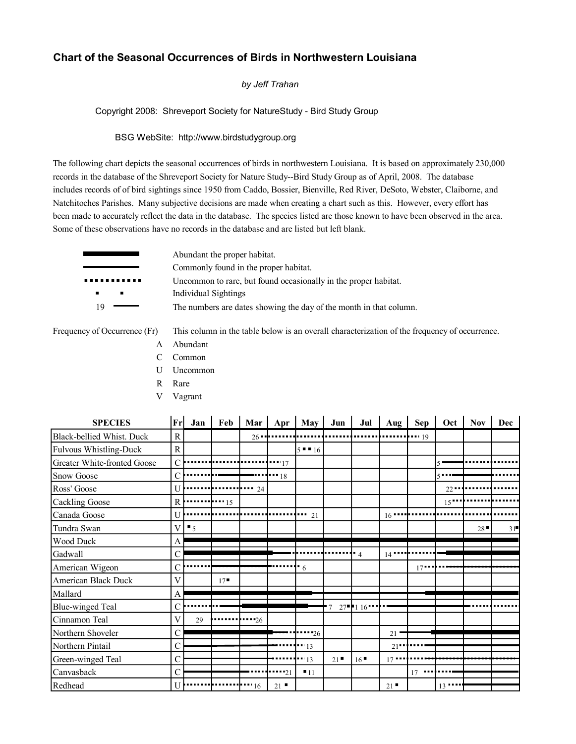# Chart of the Seasonal Occurrences of Birds in Northwestern Louisiana

*by Jeff Trahan*

Copyright 2008: Shreveport Society for NatureStudy - Bird Study Group

BSG WebSite: http://www.birdstudygroup.org

The following chart depicts the seasonal occurrences of birds in northwestern Louisiana. It is based on approximately 230,000 records in the database of the Shreveport Society for Nature Study--Bird Study Group as of April, 2008. The database includes records of of bird sightings since 1950 from Caddo, Bossier, Bienville, Red River, DeSoto, Webster, Claiborne, and Natchitoches Parishes. Many subjective decisions are made when creating a chart such as this. However, every effort has been made to accurately reflect the data in the database. The species listed are those known to have been observed in the area. Some of these observations have no records in the database and are listed but left blank.

| Symbol | Meaning |
|---|---|
| (thick line) | Abundant the proper habitat. |
| (medium line) | Commonly found in the proper habitat. |
| (dotted line) | Uncommon to rare, but found occasionally in the proper habitat. |
| ▪ ▪ | Individual Sightings |
| 19 (line) | The numbers are dates showing the day of the month in that column. |

Frequency of Occurrence (Fr) — This column in the table below is an overall characterization of the frequency of occurrence.

- A Abundant
- C Common
- U Uncommon
- R Rare
- V Vagrant

| SPECIES | Fr | Jan | Feb | Mar | Apr | May | Jun | Jul | Aug | Sep | Oct | Nov | Dec |
|---|---|---|---|---|---|---|---|---|---|---|---|---|---|
| Black-bellied Whist. Duck | R | | | 26 | | | | | | 19 | | | |
| Fulvous Whistling-Duck | R | | | | | 5 ▪ ▪ 16 | | | | | | | |
| Greater White-fronted Goose | C | | | | 17 | | | | | | 5 | | |
| Snow Goose | C | | | | 18 | | | | | | 5 | | |
| Ross' Goose | U | | | 24 | | | | | | | 22 | | |
| Cackling Goose | R | | 15 | | | | | | | | 15 | | |
| Canada Goose | U | | | | | 21 | | | 16 | | | | |
| Tundra Swan | V | ▪ 5 | | | | | | | | | | 28 ▪ | 31 ▪ |
| Wood Duck | A | | | | | | | | | | | | |
| Gadwall | C | | | | | | | 4 | 14 | | | | |
| American Wigeon | C | | | | | 6 | | | | 17 | | | |
| American Black Duck | V | | 17 ▪ | | | | | | | | | | |
| Mallard | A | | | | | | | | | | | | |
| Blue-winged Teal | C | | | | | | 7 | 27 ▪ ▪ 1 16 | | | | | |
| Cinnamon Teal | V | 29 | | 26 | | | | | | | | | |
| Northern Shoveler | C | | | | | 26 | | | 21 | | | | |
| Northern Pintail | C | | | | | 13 | | | 21 | | | | |
| Green-winged Teal | C | | | | | 13 | 21 ▪ | 16 ▪ | 17 | | | | |
| Canvasback | C | | | | 21 | ▪ 11 | | | | 17 | | | |
| Redhead | U | | | 16 | 21 ▪ | | | | 21 ▪ | | 13 | | |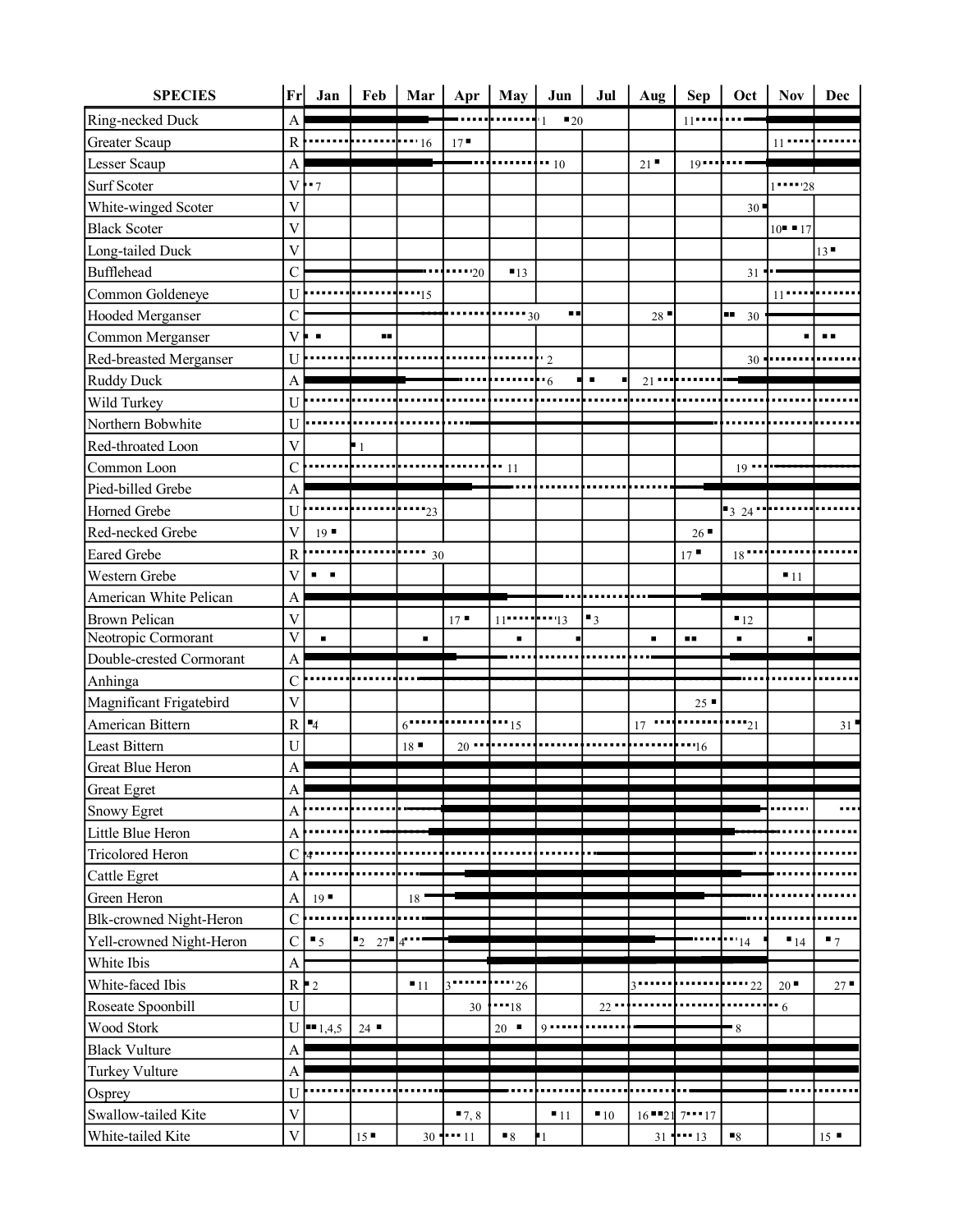| SPECIES | Fr | Jan | Feb | Mar | Apr | May | Jun | Jul | Aug | Sep | Oct | Nov | Dec |
|---|---|---|---|---|---|---|---|---|---|---|---|---|---|
| Ring-necked Duck | A | | | | | | 1 ■20 | | | 11 | | | |
| Greater Scaup | R | | | 16 | 17 ■ | | | | | | | 11 | |
| Lesser Scaup | A | | | | | | 10 | | 21 ■ | 19 | | | |
| Surf Scoter | V | 7 | | | | | | | | | | 1 28 | |
| White-winged Scoter | V | | | | | | | | | | 30 ■ | | |
| Black Scoter | V | | | | | | | | | | | 10■ ■17 | |
| Long-tailed Duck | V | | | | | | | | | | | | 13 ■ |
| Bufflehead | C | | | | 20 | ■13 | | | | | 31 | | |
| Common Goldeneye | U | | | 15 | | | | | | | | 11 | |
| Hooded Merganser | C | | | | | 30 | ■■ | | 28 ■ | | ■■ 30 | | |
| Common Merganser | V | ■ ■ | ■■ | | | | | | | | | ■ | ■ ■ |
| Red-breasted Merganser | U | | | | | | 2 | | | | 30 | | |
| Ruddy Duck | A | | | | | | 6 ■ ■ | ■ | 21 | | | | |
| Wild Turkey | U | | | | | | | | | | | | |
| Northern Bobwhite | U | | | | | | | | | | | | |
| Red-throated Loon | V | | ■1 | | | | | | | | | | |
| Common Loon | C | | | | | 11 | | | | | 19 | | |
| Pied-billed Grebe | A | | | | | | | | | | | | |
| Horned Grebe | U | | | 23 | | | | | | | ■3 24 | | |
| Red-necked Grebe | V | 19 ■ | | | | | | | | 26 ■ | | | |
| Eared Grebe | R | | | 30 | | | | | | 17 ■ | 18 | | |
| Western Grebe | V | ■ ■ | | | | | | | | | | ■11 | |
| American White Pelican | A | | | | | | | | | | | | |
| Brown Pelican | V | | | | 17 ■ | 11 | 13 | ■3 | | | ■12 | | |
| Neotropic Cormorant | V | ■ | | ■ | | ■ | ■ | | ■ | ■■ | ■ | ■ | |
| Double-crested Cormorant | A | | | | | | | | | | | | |
| Anhinga | C | | | | | | | | | | | | |
| Magnificant Frigatebird | V | | | | | | | | | 25 ■ | | | |
| American Bittern | R | ■4 | | 6 | | 15 | | | 17 | | 21 | | 31 ■ |
| Least Bittern | U | | | 18 ■ | 20 | | | | | 16 | | | |
| Great Blue Heron | A | | | | | | | | | | | | |
| Great Egret | A | | | | | | | | | | | | |
| Snowy Egret | A | | | | | | | | | | | | |
| Little Blue Heron | A | | | | | | | | | | | | |
| Tricolored Heron | C | 4 | | | | | | | | | | | |
| Cattle Egret | A | | | | | | | | | | | | |
| Green Heron | A | 19 ■ | | 18 | | | | | | | | | |
| Blk-crowned Night-Heron | C | | | | | | | | | | | | |
| Yell-crowned Night-Heron | C | ■5 | ■2 27■ | 4 | | | | | | | 14 | ■14 | ■7 |
| White Ibis | A | | | | | | | | | | | | |
| White-faced Ibis | R | ■2 | | ■11 | 3 | 26 | | | 3 | | 22 | 20 ■ | 27 ■ |
| Roseate Spoonbill | U | | | | 30 | 18 | | 22 | | | | 6 | |
| Wood Stork | U | ■■1,4,5 | 24 ■ | | | 20 ■ | 9 | | | | 8 | | |
| Black Vulture | A | | | | | | | | | | | | |
| Turkey Vulture | A | | | | | | | | | | | | |
| Osprey | U | | | | | | | | | | | | |
| Swallow-tailed Kite | V | | | | ■7, 8 | | ■11 | ■10 | 16■■21 | 7 17 | | | |
| White-tailed Kite | V | | 15 ■ | 30 | 11 | ■8 | ■1 | | 31 | 13 | ■8 | | 15 ■ |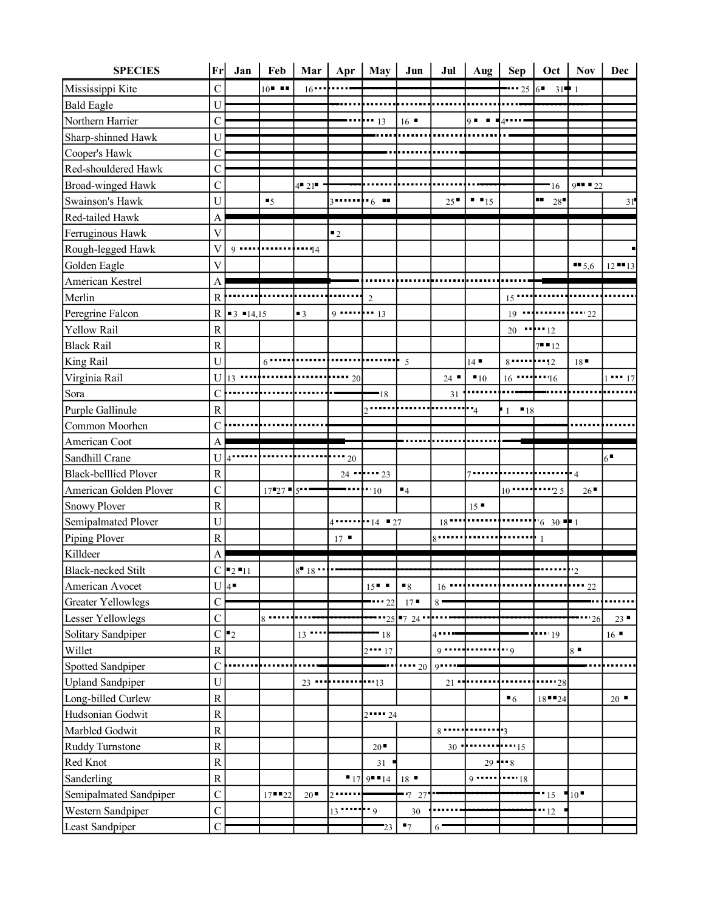| SPECIES | Fr | Jan | Feb | Mar | Apr | May | Jun | Jul | Aug | Sep | Oct | Nov | Dec |
|---|---|---|---|---|---|---|---|---|---|---|---|---|---|
| Mississippi Kite | C | | 10 | 16 | | | | | | 25 | 6 31 | 1 | |
| Bald Eagle | U | | | | | | | | | | | | |
| Northern Harrier | C | | | | | 13 | 16 | | 9 | 4 | | | |
| Sharp-shinned Hawk | U | | | | | | | | | | | | |
| Cooper's Hawk | C | | | | | | | | | | | | |
| Red-shouldered Hawk | C | | | | | | | | | | | | |
| Broad-winged Hawk | C | | | 4 21 | | | | | | | 16 | 9 22 | |
| Swainson's Hawk | U | | 5 | | 3 | 6 | | 25 | 15 | | 28 | | 31 |
| Red-tailed Hawk | A | | | | | | | | | | | | |
| Ferruginous Hawk | V | | | | 2 | | | | | | | | |
| Rough-legged Hawk | V | 9 | | 14 | | | | | | | | | |
| Golden Eagle | V | | | | | | | | | | | 5,6 | 12 13 |
| American Kestrel | A | | | | | | | | | | | | |
| Merlin | R | | | | | 2 | | | | 15 | | | |
| Peregrine Falcon | R | 3 14,15 | | 3 | 9 | 13 | | | | 19 | | 22 | |
| Yellow Rail | R | | | | | | | | | 20 | 12 | | |
| Black Rail | R | | | | | | | | | | 7 12 | | |
| King Rail | U | | 6 | | | | 5 | | 14 | 8 | 12 | 18 | |
| Virginia Rail | U | 13 | | | 20 | | | 24 | 10 | 16 | 16 | | 1 17 |
| Sora | C | | | | | 18 | | 31 | | | | | |
| Purple Gallinule | R | | | | | 2 | | | 4 | 1 18 | | | |
| Common Moorhen | C | | | | | | | | | | | | |
| American Coot | A | | | | | | | | | | | | |
| Sandhill Crane | U | 4 | | | 20 | | | | | | | | 6 |
| Black-belllied Plover | R | | | | 24 | 23 | | | 7 | | | 4 | |
| American Golden Plover | C | | 17 27 | 5 | | 10 | 4 | | | 10 | 25 | 26 | |
| Snowy Plover | R | | | | | | | | 15 | | | | |
| Semipalmated Plover | U | | | | 4 | 14 27 | | 18 | | | 6 30 | 1 | |
| Piping Plover | R | | | | 17 | | | 8 | | | 1 | | |
| Killdeer | A | | | | | | | | | | | | |
| Black-necked Stilt | C | 2 11 | | 8 18 | | | | | | | | 2 | |
| American Avocet | U | 4 | | | | 15 | 8 | 16 | | | | 22 | |
| Greater Yellowlegs | C | | | | | 22 | 17 | 8 | | | | | |
| Lesser Yellowlegs | C | | 8 | | | 25 | 7 24 | | | | | 26 | 23 |
| Solitary Sandpiper | C | 2 | | 13 | | 18 | | 4 | | | 19 | | 16 |
| Willet | R | | | | | 2 17 | | 9 | | 9 | | 8 | |
| Spotted Sandpiper | C | | | | | | 20 | 9 | | | | | |
| Upland Sandpiper | U | | | 23 | | 13 | | 21 | | | 28 | | |
| Long-billed Curlew | R | | | | | | | | | 6 | 18 24 | | 20 |
| Hudsonian Godwit | R | | | | | 2 24 | | | | | | | |
| Marbled Godwit | R | | | | | | | 8 | | 3 | | | |
| Ruddy Turnstone | R | | | | | 20 | | 30 | | 15 | | | |
| Red Knot | R | | | | | 31 | | | 29 | 8 | | | |
| Sanderling | R | | | | 17 | 9 14 | 18 | | 9 | 18 | | | |
| Semipalmated Sandpiper | C | | 17 22 | 20 | 2 | | 7 27 | | | | 15 | 10 | |
| Western Sandpiper | C | | | | 13 | 9 | 30 | | | | 12 | | |
| Least Sandpiper | C | | | | | 23 | 7 | 6 | | | | | |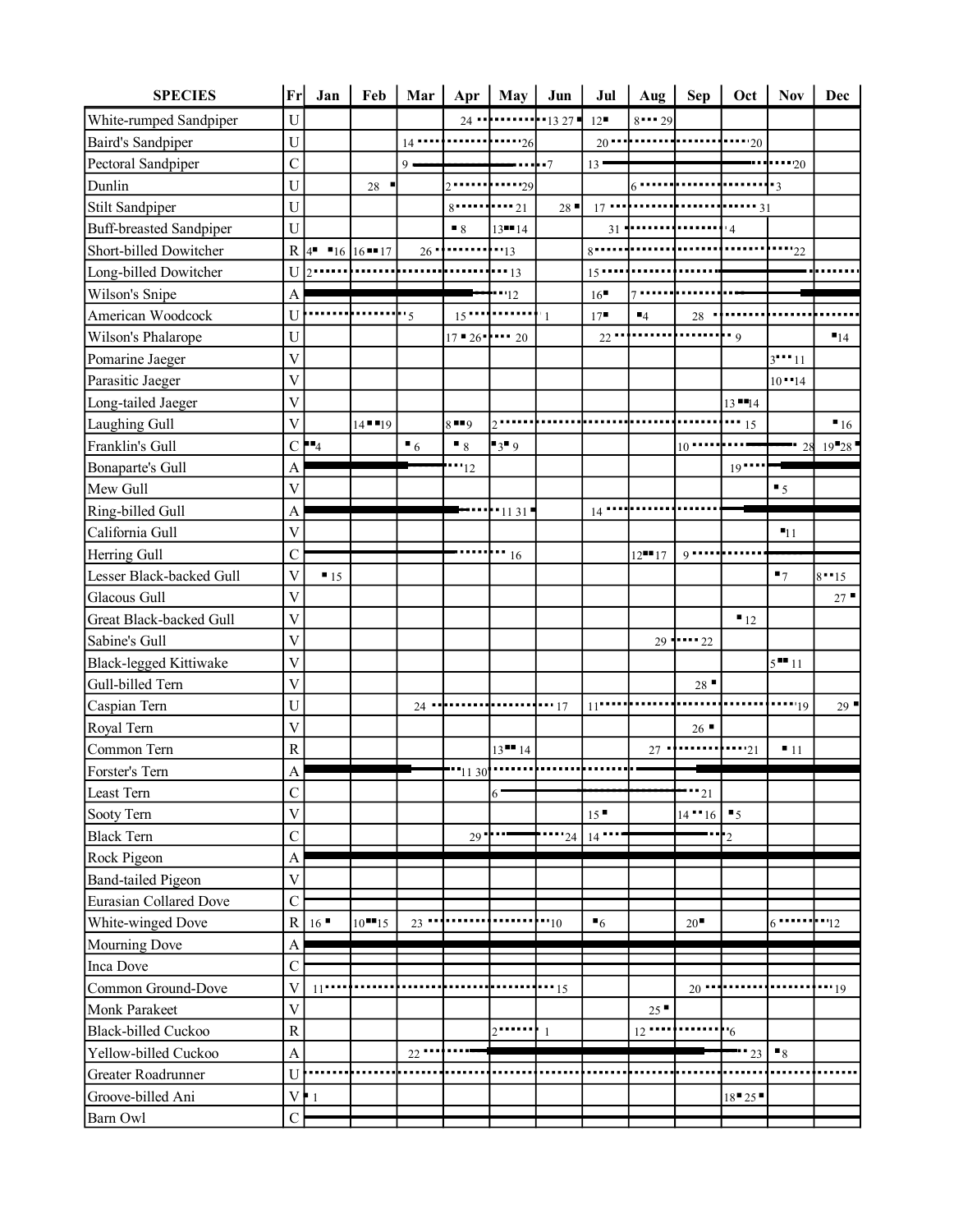| SPECIES | Fr | Jan | Feb | Mar | Apr | May | Jun | Jul | Aug | Sep | Oct | Nov | Dec |
|---|---|---|---|---|---|---|---|---|---|---|---|---|---|
| White-rumped Sandpiper | U | | | | 24 | | 13 27 | 12 | 8 29 | | | | |
| Baird's Sandpiper | U | | | 14 | | 26 | | 20 | | | 20 | | |
| Pectoral Sandpiper | C | | | 9 | | | 7 | 13 | | | | 20 | |
| Dunlin | U | | 28 | | 2 | 29 | | | 6 | | | 3 | |
| Stilt Sandpiper | U | | | | 8 | 21 | 28 | 17 | | | 31 | | |
| Buff-breasted Sandpiper | U | | | | 8 | 13 14 | | 31 | | | 4 | | |
| Short-billed Dowitcher | R | 4 16 | 16 17 | 26 | | 13 | | 8 | | | | 22 | |
| Long-billed Dowitcher | U | 2 | | | | 13 | | 15 | | | | | |
| Wilson's Snipe | A | | | | | 12 | | 16 | 7 | | | | |
| American Woodcock | U | | | 5 | 15 | | 1 | 17 | 4 | 28 | | | |
| Wilson's Phalarope | U | | | | 17 26 | 20 | | 22 | | | 9 | | 14 |
| Pomarine Jaeger | V | | | | | | | | | | | 3 11 | |
| Parasitic Jaeger | V | | | | | | | | | | | 10 14 | |
| Long-tailed Jaeger | V | | | | | | | | | | 13 14 | | |
| Laughing Gull | V | | 14 19 | | 8 9 | 2 | | | | | 15 | | 16 |
| Franklin's Gull | C | 4 | | 6 | 8 | 3 9 | | | | 10 | | 28 | 19 28 |
| Bonaparte's Gull | A | | | | 12 | | | | | | 19 | | |
| Mew Gull | V | | | | | | | | | | | 5 | |
| Ring-billed Gull | A | | | | | 11 31 | | 14 | | | | | |
| California Gull | V | | | | | | | | | | | 11 | |
| Herring Gull | C | | | | | 16 | | | 12 17 | 9 | | | |
| Lesser Black-backed Gull | V | 15 | | | | | | | | | | 7 | 8 15 |
| Glacous Gull | V | | | | | | | | | | | | 27 |
| Great Black-backed Gull | V | | | | | | | | | | 12 | | |
| Sabine's Gull | V | | | | | | | | 29 | 22 | | | |
| Black-legged Kittiwake | V | | | | | | | | | | | 5 11 | |
| Gull-billed Tern | V | | | | | | | | | 28 | | | |
| Caspian Tern | U | | | 24 | | | 17 | 11 | | | | 19 | 29 |
| Royal Tern | V | | | | | | | | | 26 | | | |
| Common Tern | R | | | | | 13 14 | | | 27 | | 21 | 11 | |
| Forster's Tern | A | | | | 11 30 | | | | | | | | |
| Least Tern | C | | | | | 6 | | | | 21 | | | |
| Sooty Tern | V | | | | | | | 15 | | 14 16 | 5 | | |
| Black Tern | C | | | | 29 | | 24 | 14 | | | 2 | | |
| Rock Pigeon | A | | | | | | | | | | | | |
| Band-tailed Pigeon | V | | | | | | | | | | | | |
| Eurasian Collared Dove | C | | | | | | | | | | | | |
| White-winged Dove | R | 16 | 10 15 | 23 | | | 10 | 6 | | 20 | | 6 | 12 |
| Mourning Dove | A | | | | | | | | | | | | |
| Inca Dove | C | | | | | | | | | | | | |
| Common Ground-Dove | V | 11 | | | | | 15 | | | 20 | | | 19 |
| Monk Parakeet | V | | | | | | | | 25 | | | | |
| Black-billed Cuckoo | R | | | | | 2 | 1 | | 12 | | 6 | | |
| Yellow-billed Cuckoo | A | | | 22 | | | | | | | 23 | 8 | |
| Greater Roadrunner | U | | | | | | | | | | | | |
| Groove-billed Ani | V | 1 | | | | | | | | | 18 25 | | |
| Barn Owl | C | | | | | | | | | | | | |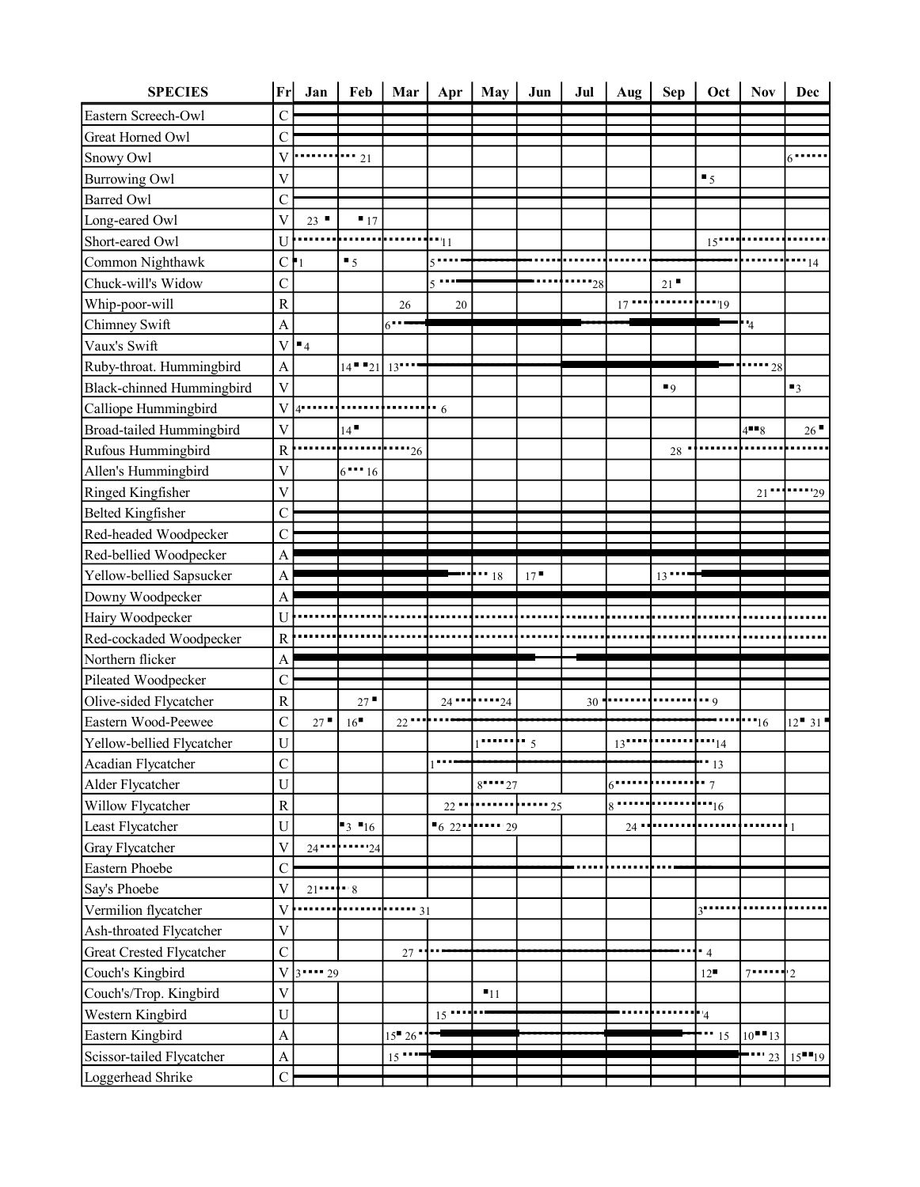| SPECIES | Fr | Jan | Feb | Mar | Apr | May | Jun | Jul | Aug | Sep | Oct | Nov | Dec |
|---|---|---|---|---|---|---|---|---|---|---|---|---|---|
| Eastern Screech-Owl | C | | | | | | | | | | | | |
| Great Horned Owl | C | | | | | | | | | | | | |
| Snowy Owl | V | | 21 | | | | | | | | | | 6 |
| Burrowing Owl | V | | | | | | | | | | 5 | | |
| Barred Owl | C | | | | | | | | | | | | |
| Long-eared Owl | V | 23 | 17 | | | | | | | | | | |
| Short-eared Owl | U | | | | 11 | | | | | | 15 | | |
| Common Nighthawk | C | 1 | 5 | | 5 | | | | | | | | 14 |
| Chuck-will's Widow | C | | | | 5 | | | 28 | | 21 | | | |
| Whip-poor-will | R | | | 26 | 20 | | | | 17 | | 19 | | |
| Chimney Swift | A | | | 6 | | | | | | | | 4 | |
| Vaux's Swift | V | 4 | | | | | | | | | | | |
| Ruby-throat. Hummingbird | A | | 14 21 | 13 | | | | | | | | 28 | |
| Black-chinned Hummingbird | V | | | | | | | | | 9 | | | 3 |
| Calliope Hummingbird | V | 4 | | | 6 | | | | | | | | |
| Broad-tailed Hummingbird | V | | 14 | | | | | | | | | 4 8 | 26 |
| Rufous Hummingbird | R | | | 26 | | | | | | 28 | | | |
| Allen's Hummingbird | V | | 6 16 | | | | | | | | | | |
| Ringed Kingfisher | V | | | | | | | | | | | 21 | 29 |
| Belted Kingfisher | C | | | | | | | | | | | | |
| Red-headed Woodpecker | C | | | | | | | | | | | | |
| Red-bellied Woodpecker | A | | | | | | | | | | | | |
| Yellow-bellied Sapsucker | A | | | | | 18 | 17 | | | 13 | | | |
| Downy Woodpecker | A | | | | | | | | | | | | |
| Hairy Woodpecker | U | | | | | | | | | | | | |
| Red-cockaded Woodpecker | R | | | | | | | | | | | | |
| Northern flicker | A | | | | | | | | | | | | |
| Pileated Woodpecker | C | | | | | | | | | | | | |
| Olive-sided Flycatcher | R | | 27 | | 24 | 24 | | 30 | | | 9 | | |
| Eastern Wood-Peewee | C | 27 | 16 | 22 | | | | | | | | 16 | 12 31 |
| Yellow-bellied Flycatcher | U | | | | | 1 | 5 | | 13 | | 14 | | |
| Acadian Flycatcher | C | | | | 1 | | | | | | 13 | | |
| Alder Flycatcher | U | | | | | 8 27 | | | 6 | | 7 | | |
| Willow Flycatcher | R | | | | 22 | | 25 | | 8 | | 16 | | |
| Least Flycatcher | U | | 3 16 | | 6 22 | 29 | | | 24 | | | | 1 |
| Gray Flycatcher | V | 24 | 24 | | | | | | | | | | |
| Eastern Phoebe | C | | | | | | | | | | | | |
| Say's Phoebe | V | 21 | 8 | | | | | | | | | | |
| Vermilion flycatcher | V | | | 31 | | | | | | | 3 | | |
| Ash-throated Flycatcher | V | | | | | | | | | | | | |
| Great Crested Flycatcher | C | | | 27 | | | | | | | 4 | | |
| Couch's Kingbird | V | 3 | 29 | | | | | | | | 12 | 7 | 2 |
| Couch's/Trop. Kingbird | V | | | | | 11 | | | | | | | |
| Western Kingbird | U | | | | 15 | | | | | | 4 | | |
| Eastern Kingbird | A | | | 15 26 | | | | | | | 15 | 10 13 | |
| Scissor-tailed Flycatcher | A | | | 15 | | | | | | | | 23 | 15 19 |
| Loggerhead Shrike | C | | | | | | | | | | | | |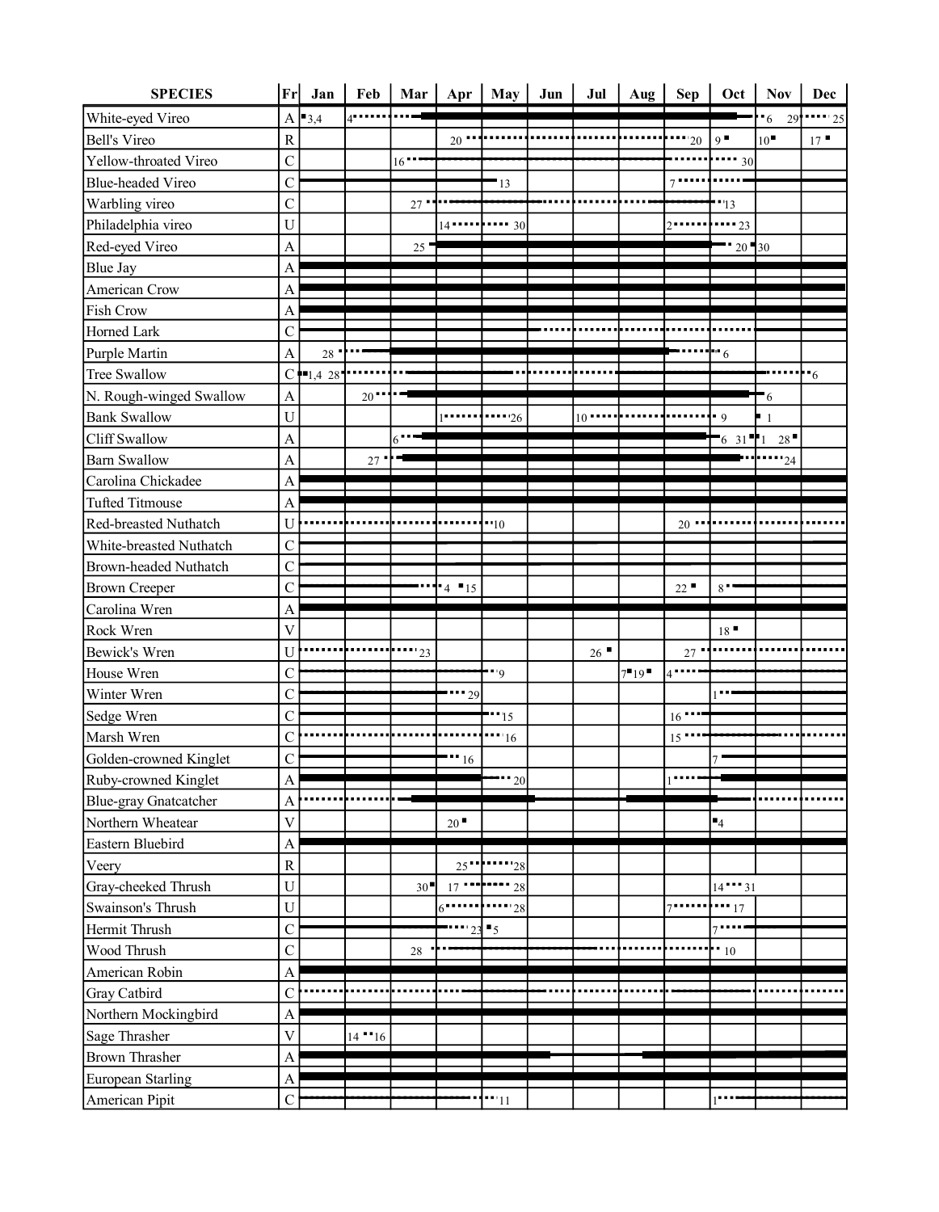| SPECIES | Fr | Jan | Feb | Mar | Apr | May | Jun | Jul | Aug | Sep | Oct | Nov | Dec |
|---|---|---|---|---|---|---|---|---|---|---|---|---|---|
| White-eyed Vireo | A | 3,4 | 4 | | | | | | | | | 6 29 | 25 |
| Bell's Vireo | R | | | | 20 | | | | | 20 | 9 | 10 | 17 |
| Yellow-throated Vireo | C | | | 16 | | | | | | | 30 | | |
| Blue-headed Vireo | C | | | | | 13 | | | | 7 | | | |
| Warbling vireo | C | | | 27 | | | | | | | 13 | | |
| Philadelphia vireo | U | | | | 14 | 30 | | | | 2 | 23 | | |
| Red-eyed Vireo | A | | | 25 | | | | | | | 20 | 30 | |
| Blue Jay | A | | | | | | | | | | | | |
| American Crow | A | | | | | | | | | | | | |
| Fish Crow | A | | | | | | | | | | | | |
| Horned Lark | C | | | | | | | | | | | | |
| Purple Martin | A | 28 | | | | | | | | | 6 | | |
| Tree Swallow | C | 1,4 28 | | | | | | | | | | | 6 |
| N. Rough-winged Swallow | A | | 20 | | | | | | | | | 6 | |
| Bank Swallow | U | | | | 1 | 26 | | 10 | | | 9 | 1 | |
| Cliff Swallow | A | | | 6 | | | | | | | 6 31 | 1 28 | |
| Barn Swallow | A | | 27 | | | | | | | | | 24 | |
| Carolina Chickadee | A | | | | | | | | | | | | |
| Tufted Titmouse | A | | | | | | | | | | | | |
| Red-breasted Nuthatch | U | | | | | 10 | | | | 20 | | | |
| White-breasted Nuthatch | C | | | | | | | | | | | | |
| Brown-headed Nuthatch | C | | | | | | | | | | | | |
| Brown Creeper | C | | | | 4 15 | | | | | 22 | 8 | | |
| Carolina Wren | A | | | | | | | | | | | | |
| Rock Wren | V | | | | | | | | | | 18 | | |
| Bewick's Wren | U | | | 23 | | | | 26 | | 27 | | | |
| House Wren | C | | | | | 9 | | | 7 19 | 4 | | | |
| Winter Wren | C | | | | 29 | | | | | | 1 | | |
| Sedge Wren | C | | | | | 15 | | | | 16 | | | |
| Marsh Wren | C | | | | | 16 | | | | 15 | | | |
| Golden-crowned Kinglet | C | | | | 16 | | | | | | 7 | | |
| Ruby-crowned Kinglet | A | | | | | 20 | | | | 1 | | | |
| Blue-gray Gnatcatcher | A | | | | | | | | | | | | |
| Northern Wheatear | V | | | | 20 | | | | | | 4 | | |
| Eastern Bluebird | A | | | | | | | | | | | | |
| Veery | R | | | | 25 | 28 | | | | | | | |
| Gray-cheeked Thrush | U | | | 30 | 17 | 28 | | | | | 14 31 | | |
| Swainson's Thrush | U | | | | 6 | 28 | | | | 7 | 17 | | |
| Hermit Thrush | C | | | | 23 | 5 | | | | | 7 | | |
| Wood Thrush | C | | | 28 | | | | | | | 10 | | |
| American Robin | A | | | | | | | | | | | | |
| Gray Catbird | C | | | | | | | | | | | | |
| Northern Mockingbird | A | | | | | | | | | | | | |
| Sage Thrasher | V | | 14 16 | | | | | | | | | | |
| Brown Thrasher | A | | | | | | | | | | | | |
| European Starling | A | | | | | | | | | | | | |
| American Pipit | C | | | | | 11 | | | | | 1 | | |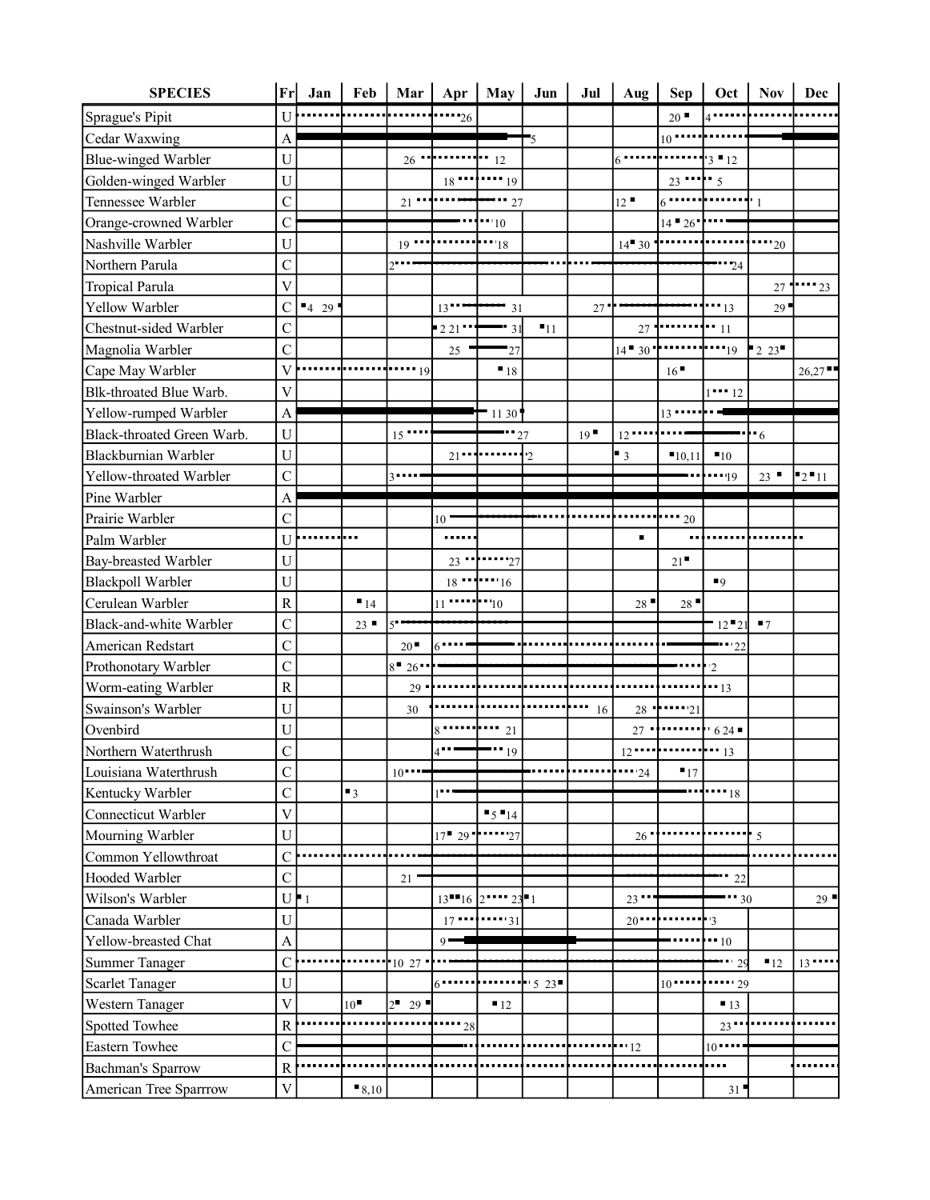| SPECIES | Fr | Jan | Feb | Mar | Apr | May | Jun | Jul | Aug | Sep | Oct | Nov | Dec |
|---|---|---|---|---|---|---|---|---|---|---|---|---|---|
| Sprague's Pipit | U | | | | 26 | | | | | 20 | 4 | | |
| Cedar Waxwing | A | | | | | | 5 | | | 10 | | | |
| Blue-winged Warbler | U | | | 26 | | 12 | | | 6 | | 3 12 | | |
| Golden-winged Warbler | U | | | | 18 | 19 | | | | 23 | 5 | | |
| Tennessee Warbler | C | | | 21 | | 27 | | | 12 | 6 | | 1 | |
| Orange-crowned Warbler | C | | | | | 10 | | | | 14 26 | | | |
| Nashville Warbler | U | | | 19 | | 18 | | | 14 30 | | | 20 | |
| Northern Parula | C | | | 2 | | | | | | | 24 | | |
| Tropical Parula | V | | | | | | | | | | | 27 | 23 |
| Yellow Warbler | C | 4 29 | | | 13 | 31 | | 27 | | | 13 | 29 | |
| Chestnut-sided Warbler | C | | | | 2 21 | 31 | 11 | | 27 | | 11 | | |
| Magnolia Warbler | C | | | | 25 | 27 | | | 14 30 | | 19 | 2 23 | |
| Cape May Warbler | V | | | 19 | | 18 | | | | 16 | | | 26,27 |
| Blk-throated Blue Warb. | V | | | | | | | | | | 1 12 | | |
| Yellow-rumped Warbler | A | | | | | 11 30 | | | | 13 | | | |
| Black-throated Green Warb. | U | | | 15 | | 27 | | 19 | 12 | | | 6 | |
| Blackburnian Warbler | U | | | | 21 | | 2 | | 3 | 10,11 | 10 | | |
| Yellow-throated Warbler | C | | | 3 | | | | | | | 19 | 23 | 2 11 |
| Pine Warbler | A | | | | | | | | | | | | |
| Prairie Warbler | C | | | | 10 | | | | | 20 | | | |
| Palm Warbler | U | | | | | | | | | | | | |
| Bay-breasted Warbler | U | | | | 23 | 27 | | | | 21 | | | |
| Blackpoll Warbler | U | | | | 18 | 16 | | | | | 9 | | |
| Cerulean Warbler | R | | 14 | | 11 | 10 | | | 28 | 28 | | | |
| Black-and-white Warbler | C | | 23 | 5 | | | | | | | 12 21 | 7 | |
| American Redstart | C | | | 20 | 6 | | | | | | 22 | | |
| Prothonotary Warbler | C | | | 8 26 | | | | | | | 2 | | |
| Worm-eating Warbler | R | | | 29 | | | | | | | 13 | | |
| Swainson's Warbler | U | | | 30 | | | | 16 | 28 | 21 | | | |
| Ovenbird | U | | | | 8 | 21 | | | 27 | | 6 24 | | |
| Northern Waterthrush | C | | | | 4 | 19 | | | 12 | | 13 | | |
| Louisiana Waterthrush | C | | | 10 | | | | | 24 | 17 | | | |
| Kentucky Warbler | C | | 3 | | 1 | | | | | | 18 | | |
| Connecticut Warbler | V | | | | | 5 14 | | | | | | | |
| Mourning Warbler | U | | | | 17 29 | 27 | | | 26 | | | 5 | |
| Common Yellowthroat | C | | | | | | | | | | | | |
| Hooded Warbler | C | | | 21 | | | | | | | 22 | | |
| Wilson's Warbler | U | 1 | | | 13 16 | 2 23 | 1 | | 23 | | 30 | | 29 |
| Canada Warbler | U | | | | 17 | 31 | | | 20 | | 3 | | |
| Yellow-breasted Chat | A | | | | 9 | | | | | | 10 | | |
| Summer Tanager | C | | | 10 27 | | | | | | | 29 | 12 | 13 |
| Scarlet Tanager | U | | | | 6 | | 5 23 | | | 10 | 29 | | |
| Western Tanager | V | | 10 | 2 29 | | 12 | | | | | 13 | | |
| Spotted Towhee | R | | | | 28 | | | | | | 23 | | |
| Eastern Towhee | C | | | | | | | | 12 | | 10 | | |
| Bachman's Sparrow | R | | | | | | | | | | | | |
| American Tree Sparrrow | V | | 8,10 | | | | | | | | 31 | | |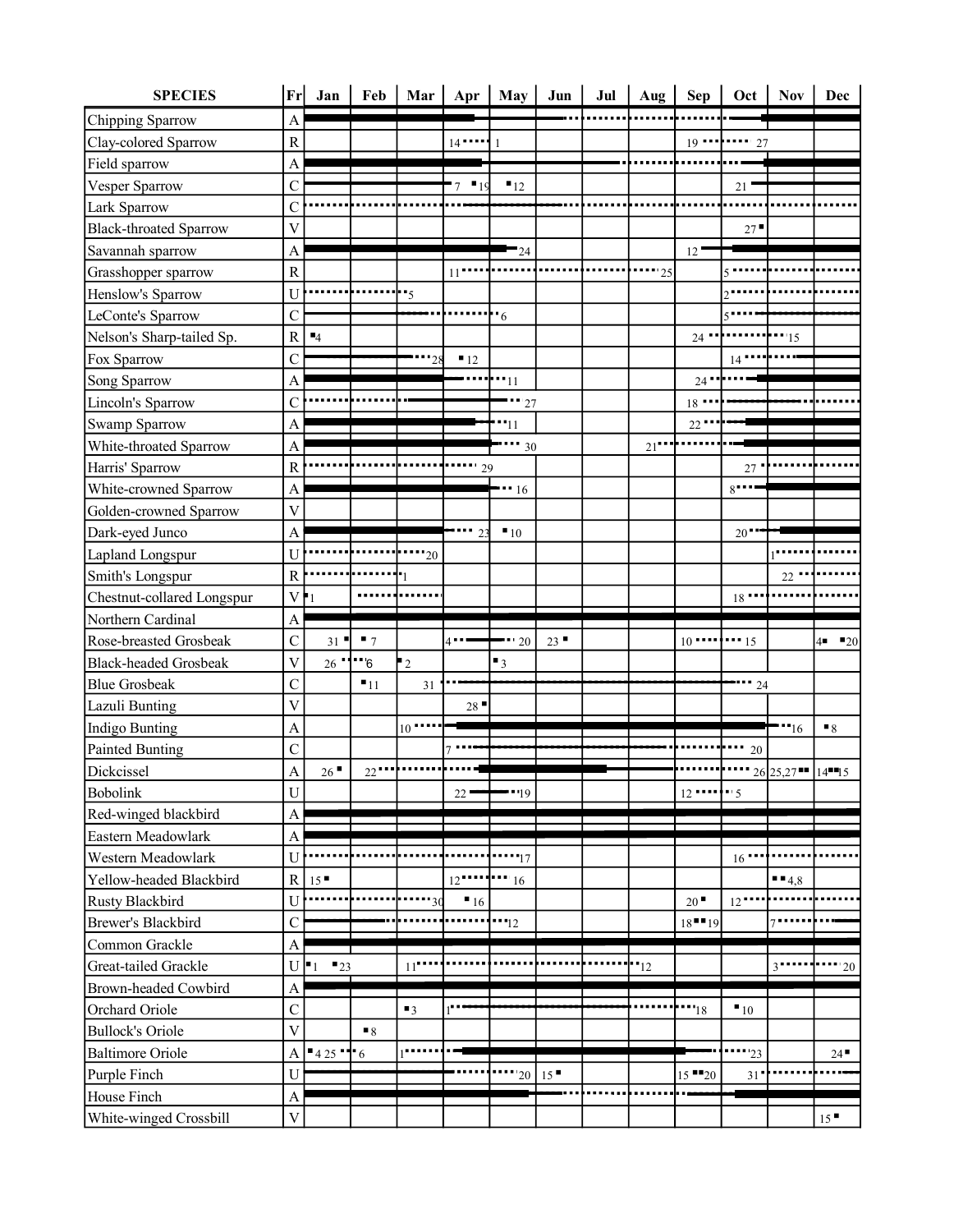| SPECIES | Fr | Jan | Feb | Mar | Apr | May | Jun | Jul | Aug | Sep | Oct | Nov | Dec |
|---|---|---|---|---|---|---|---|---|---|---|---|---|---|
| Chipping Sparrow | A | | | | | | | | | | | | |
| Clay-colored Sparrow | R | | | | 14 | 1 | | | | 19 | 27 | | |
| Field sparrow | A | | | | | | | | | | | | |
| Vesper Sparrow | C | | | | 7 19 | 12 | | | | | 21 | | |
| Lark Sparrow | C | | | | | | | | | | | | |
| Black-throated Sparrow | V | | | | | | | | | | 27 | | |
| Savannah sparrow | A | | | | | 24 | | | | 12 | | | |
| Grasshopper sparrow | R | | | | 11 | | | | 25 | | 5 | | |
| Henslow's Sparrow | U | | | 5 | | | | | | | 2 | | |
| LeConte's Sparrow | C | | | | | 6 | | | | | 5 | | |
| Nelson's Sharp-tailed Sp. | R | 4 | | | | | | | | 24 | | 15 | |
| Fox Sparrow | C | | | 28 | 12 | | | | | | 14 | | |
| Song Sparrow | A | | | | | 11 | | | | 24 | | | |
| Lincoln's Sparrow | C | | | | | 27 | | | | 18 | | | |
| Swamp Sparrow | A | | | | | 11 | | | | 22 | | | |
| White-throated Sparrow | A | | | | | 30 | | | 21 | | | | |
| Harris' Sparrow | R | | | | 29 | | | | | | 27 | | |
| White-crowned Sparrow | A | | | | | 16 | | | | | 8 | | |
| Golden-crowned Sparrow | V | | | | | | | | | | | | |
| Dark-eyed Junco | A | | | | 23 | 10 | | | | | 20 | | |
| Lapland Longspur | U | | | 20 | | | | | | | | 1 | |
| Smith's Longspur | R | | | 1 | | | | | | | | 22 | |
| Chestnut-collared Longspur | V | 1 | | | | | | | | | 18 | | |
| Northern Cardinal | A | | | | | | | | | | | | |
| Rose-breasted Grosbeak | C | 31 | 7 | | 4 | 20 | 23 | | | 10 | 15 | | 4 20 |
| Black-headed Grosbeak | V | 26 | 6 | 2 | | 3 | | | | | | | |
| Blue Grosbeak | C | | 11 | 31 | | | | | | | 24 | | |
| Lazuli Bunting | V | | | | 28 | | | | | | | | |
| Indigo Bunting | A | | | 10 | | | | | | | | 16 | 8 |
| Painted Bunting | C | | | | 7 | | | | | | 20 | | |
| Dickcissel | A | 26 | 22 | | | | | | | | 26 | 25,27 | 14 15 |
| Bobolink | U | | | | 22 | 19 | | | | 12 | 5 | | |
| Red-winged blackbird | A | | | | | | | | | | | | |
| Eastern Meadowlark | A | | | | | | | | | | | | |
| Western Meadowlark | U | | | | | 17 | | | | | 16 | | |
| Yellow-headed Blackbird | R | 15 | | | 12 | 16 | | | | | | 4,8 | |
| Rusty Blackbird | U | | | 30 | 16 | | | | | 20 | 12 | | |
| Brewer's Blackbird | C | | | | | 12 | | | | 18 19 | | 7 | |
| Common Grackle | A | | | | | | | | | | | | |
| Great-tailed Grackle | U | 1 23 | | 11 | | | | | 12 | | | 3 | 20 |
| Brown-headed Cowbird | A | | | | | | | | | | | | |
| Orchard Oriole | C | | | 3 | 1 | | | | | 18 | 10 | | |
| Bullock's Oriole | V | | 8 | | | | | | | | | | |
| Baltimore Oriole | A | 4 25 | 6 | 1 | | | | | | | 23 | | 24 |
| Purple Finch | U | | | | | 20 | 15 | | | 15 20 | 31 | | |
| House Finch | A | | | | | | | | | | | | |
| White-winged Crossbill | V | | | | | | | | | | | | 15 |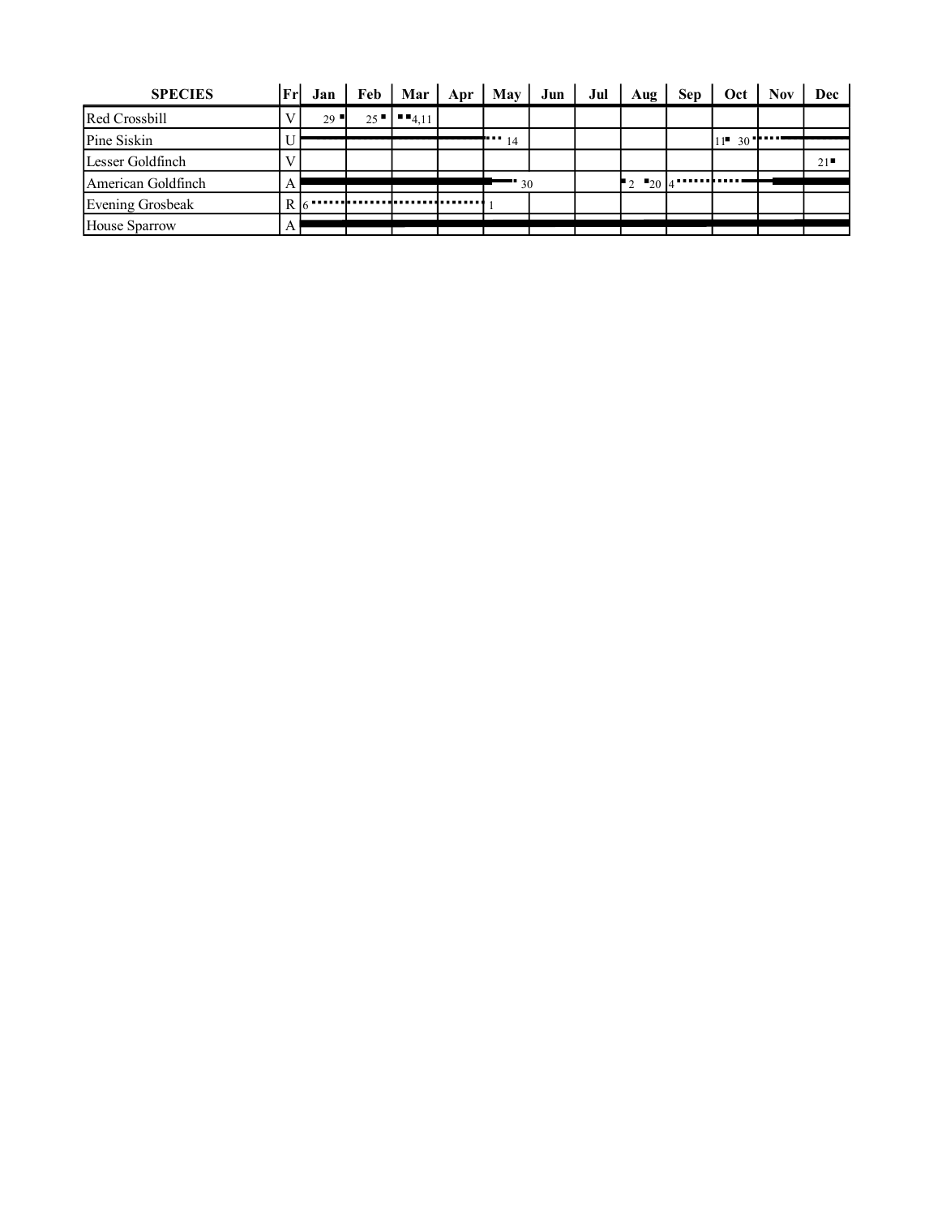| SPECIES | Fr | Jan | Feb | Mar | Apr | May | Jun | Jul | Aug | Sep | Oct | Nov | Dec |
|---|---|---|---|---|---|---|---|---|---|---|---|---|---|
| Red Crossbill | V | 29 | 25 | 4,11 | | | | | | | | | |
| Pine Siskin | U | | | | | 14 | | | | | 11 30 | | |
| Lesser Goldfinch | V | | | | | | | | | | | | 21 |
| American Goldfinch | A | | | | | 30 | | | 2 20 | 4 | | | |
| Evening Grosbeak | R | 6 | | | | 1 | | | | | | | |
| House Sparrow | A | | | | | | | | | | | | |